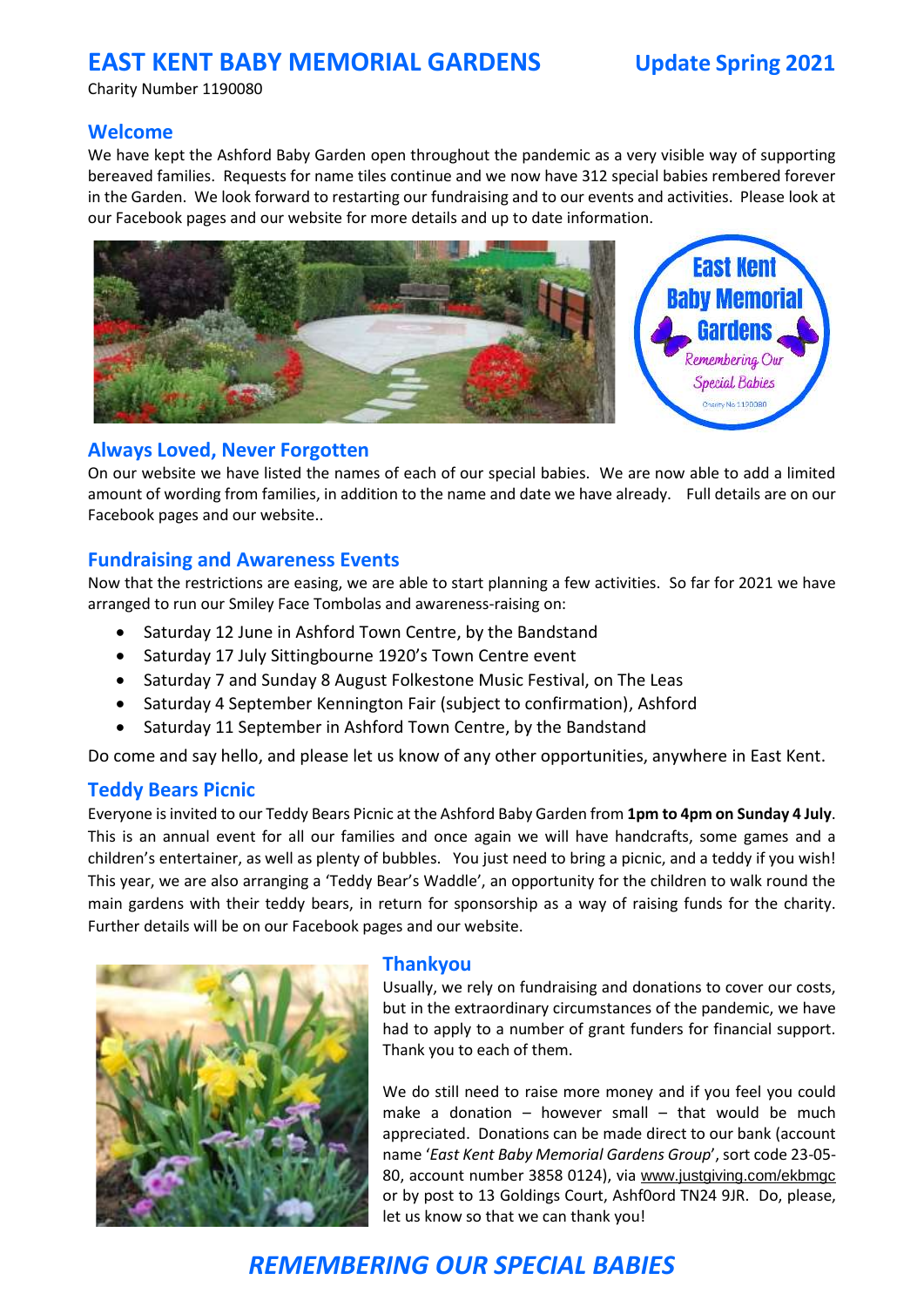# EAST KENT BABY MEMORIAL GARDENS

**Update Spring 2021**

Charity Number 1190080

## Welcome

We have kept the Ashford Baby Garden open throughout the pandemic as a very visible way of supporting bereaved families. Requests for name tiles continue and we now have 312 special babies rembered forever in the Garden. We look forward to restarting our fundraising and to our events and activities. Please look at our Facebook pages and our website for more details and up to date information.

## Always Loved, Never Forgotten

On our website we have listed the names of each of our special babies. We are now able to add a limited amount of wording from families, in addition to the name and date we have already. Full details are on our Facebook pages and our website..

## Fundraising and Awareness Events

Now that the restrictions are easing, we are able to start planning a few activities. So far for 2021 we have arranged to run our Smiley Face Tombolas and awareness-raising on:

- Saturday 12 June in Ashford Town Centre, by the Bandstand
- Saturday 17 July Sittingbourne 1920's Town Centre event
- Saturday 7 and Sunday 8 August Folkestone Music Festival, on The Leas
- Saturday 4 September Kennington Fair (subject to confirmation), Ashford
- Saturday 11 September in Ashford Town Centre, by the Bandstand

Do come and say hello, and please let us know of any other opportunities, anywhere in East Kent.

## Teddy Bears Picnic

Everyone is invited to our Teddy Bears Picnic at the Ashford Baby Garden from **1pm to 4pm on Sunday 4 July**. This is an annual event for all our families and once again we will have handcrafts, some games and a children's entertainer, as well as plenty of bubbles. You just need to bring a picnic, and a teddy if you wish! This year, we are also arranging a 'Teddy Bear's Waddle', an opportunity for the children to walk round the main gardens with their teddy bears, in return for sponsorship as a way of raising funds for the charity. Further details will be on our Facebook pages and our website.

## Thankyou

Usually, we rely on fundraising and donations to cover our costs, but in the extraordinary circumstances of the pandemic, we have had to apply to a number of grant funders for financial support. Thank you to each of them.

We do still need to raise more money and if you feel you could make a donation – however small – that would be much appreciated. Donations can be made direct to our bank (account name '*East Kent Baby Memorial Gardens Group*', sort code 23-05-80, account number 3858 0124), via www.justgiving.com/ekbmgc or by post to 13 Goldings Court, Ashf0ord TN24 9JR. Do, please, let us know so that we can thank you!

***REMEMBERING OUR SPECIAL BABIES***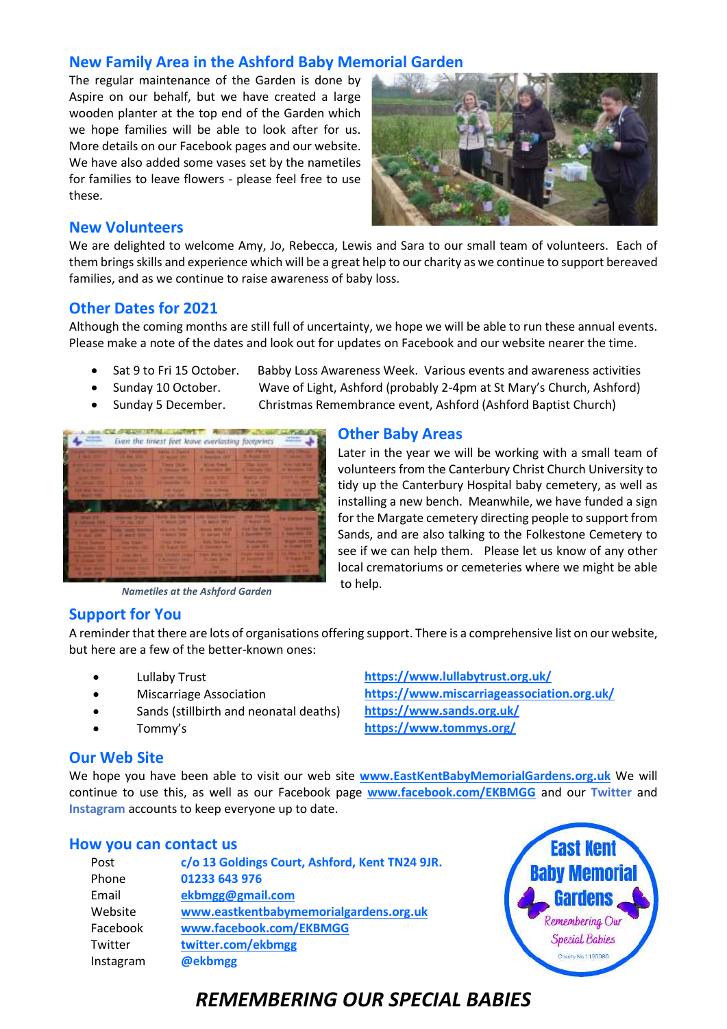## New Family Area in the Ashford Baby Memorial Garden

The regular maintenance of the Garden is done by Aspire on our behalf, but we have created a large wooden planter at the top end of the Garden which we hope families will be able to look after for us. More details on our Facebook pages and our website. We have also added some vases set by the nametiles for families to leave flowers - please feel free to use these.

## New Volunteers

We are delighted to welcome Amy, Jo, Rebecca, Lewis and Sara to our small team of volunteers. Each of them brings skills and experience which will be a great help to our charity as we continue to support bereaved families, and as we continue to raise awareness of baby loss.

## Other Dates for 2021

Although the coming months are still full of uncertainty, we hope we will be able to run these annual events. Please make a note of the dates and look out for updates on Facebook and our website nearer the time.

- Sat 9 to Fri 15 October. Babby Loss Awareness Week. Various events and awareness activities
- Sunday 10 October. Wave of Light, Ashford (probably 2-4pm at St Mary's Church, Ashford)
- Sunday 5 December. Christmas Remembrance event, Ashford (Ashford Baptist Church)

*Nametiles at the Ashford Garden*

## Other Baby Areas

Later in the year we will be working with a small team of volunteers from the Canterbury Christ Church University to tidy up the Canterbury Hospital baby cemetery, as well as installing a new bench. Meanwhile, we have funded a sign for the Margate cemetery directing people to support from Sands, and are also talking to the Folkestone Cemetery to see if we can help them. Please let us know of any other local crematoriums or cemeteries where we might be able to help.

## Support for You

A reminder that there are lots of organisations offering support. There is a comprehensive list on our website, but here are a few of the better-known ones:

- Lullaby Trust **https://www.lullabytrust.org.uk/**
- Miscarriage Association **https://www.miscarriageassociation.org.uk/**
- Sands (stillbirth and neonatal deaths) **https://www.sands.org.uk/**
- Tommy's **https://www.tommys.org/**

## Our Web Site

We hope you have been able to visit our web site **www.EastKentBabyMemorialGardens.org.uk** We will continue to use this, as well as our Facebook page **www.facebook.com/EKBMGG** and our **Twitter** and **Instagram** accounts to keep everyone up to date.

## How you can contact us

| | |
|---|---|
| Post | **c/o 13 Goldings Court, Ashford, Kent TN24 9JR.** |
| Phone | **01233 643 976** |
| Email | **ekbmgg@gmail.com** |
| Website | **www.eastkentbabymemorialgardens.org.uk** |
| Facebook | **www.facebook.com/EKBMGG** |
| Twitter | **twitter.com/ekbmgg** |
| Instagram | **@ekbmgg** |

East Kent Baby Memorial Gardens
Remembering Our Special Babies
Charity No 1120080

## *REMEMBERING OUR SPECIAL BABIES*